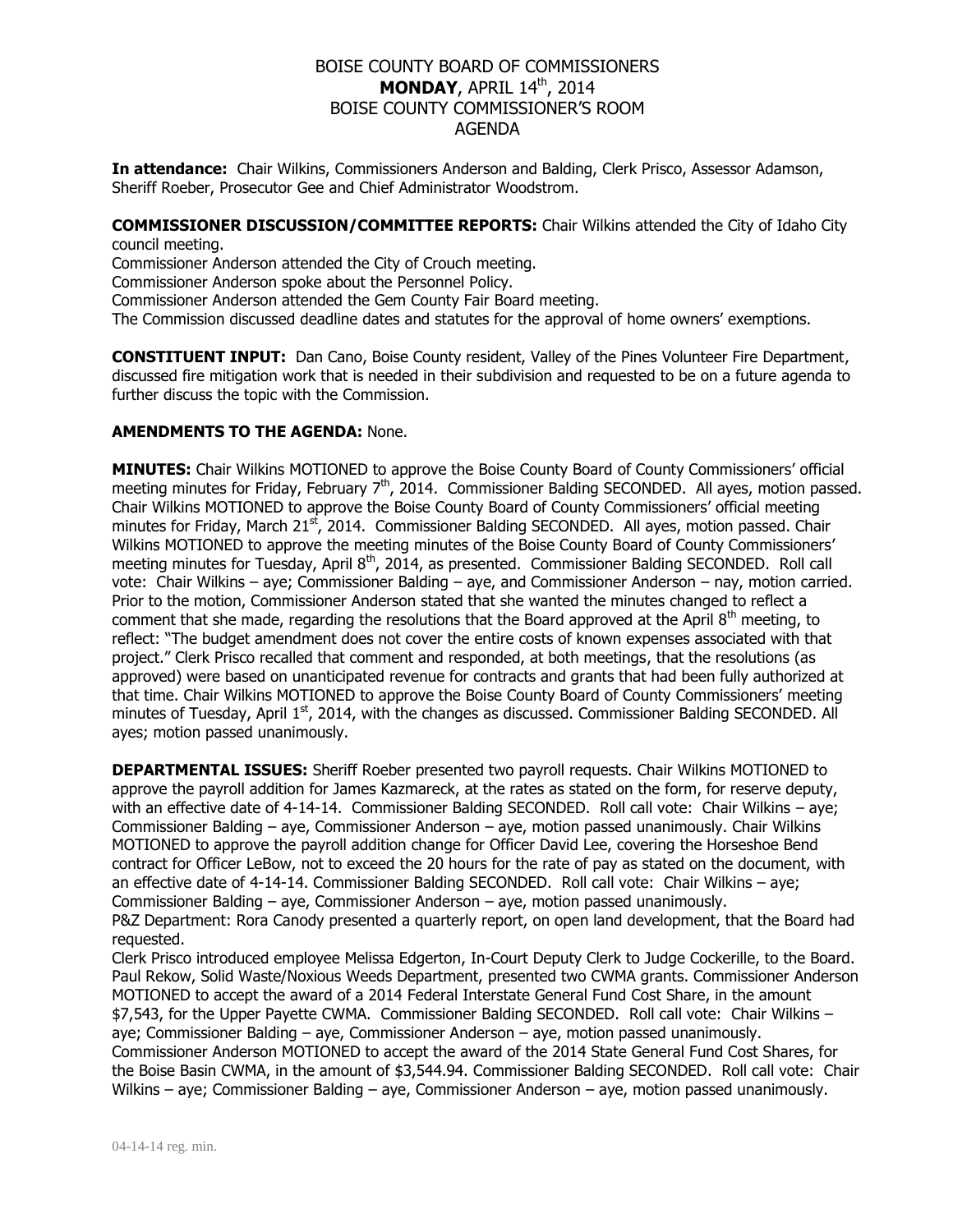# BOISE COUNTY BOARD OF COMMISSIONERS
## **MONDAY**, APRIL 14th, 2014
## BOISE COUNTY COMMISSIONER'S ROOM
## AGENDA

**In attendance:** Chair Wilkins, Commissioners Anderson and Balding, Clerk Prisco, Assessor Adamson, Sheriff Roeber, Prosecutor Gee and Chief Administrator Woodstrom.

**COMMISSIONER DISCUSSION/COMMITTEE REPORTS:** Chair Wilkins attended the City of Idaho City council meeting.
Commissioner Anderson attended the City of Crouch meeting.
Commissioner Anderson spoke about the Personnel Policy.
Commissioner Anderson attended the Gem County Fair Board meeting.
The Commission discussed deadline dates and statutes for the approval of home owners' exemptions.

**CONSTITUENT INPUT:** Dan Cano, Boise County resident, Valley of the Pines Volunteer Fire Department, discussed fire mitigation work that is needed in their subdivision and requested to be on a future agenda to further discuss the topic with the Commission.

**AMENDMENTS TO THE AGENDA:** None.

**MINUTES:** Chair Wilkins MOTIONED to approve the Boise County Board of County Commissioners' official meeting minutes for Friday, February 7th, 2014. Commissioner Balding SECONDED. All ayes, motion passed. Chair Wilkins MOTIONED to approve the Boise County Board of County Commissioners' official meeting minutes for Friday, March 21st, 2014. Commissioner Balding SECONDED. All ayes, motion passed. Chair Wilkins MOTIONED to approve the meeting minutes of the Boise County Board of County Commissioners' meeting minutes for Tuesday, April 8th, 2014, as presented. Commissioner Balding SECONDED. Roll call vote: Chair Wilkins – aye; Commissioner Balding – aye, and Commissioner Anderson – nay, motion carried. Prior to the motion, Commissioner Anderson stated that she wanted the minutes changed to reflect a comment that she made, regarding the resolutions that the Board approved at the April 8th meeting, to reflect: "The budget amendment does not cover the entire costs of known expenses associated with that project." Clerk Prisco recalled that comment and responded, at both meetings, that the resolutions (as approved) were based on unanticipated revenue for contracts and grants that had been fully authorized at that time. Chair Wilkins MOTIONED to approve the Boise County Board of County Commissioners' meeting minutes of Tuesday, April 1st, 2014, with the changes as discussed. Commissioner Balding SECONDED. All ayes; motion passed unanimously.

**DEPARTMENTAL ISSUES:** Sheriff Roeber presented two payroll requests. Chair Wilkins MOTIONED to approve the payroll addition for James Kazmareck, at the rates as stated on the form, for reserve deputy, with an effective date of 4-14-14. Commissioner Balding SECONDED. Roll call vote: Chair Wilkins – aye; Commissioner Balding – aye, Commissioner Anderson – aye, motion passed unanimously. Chair Wilkins MOTIONED to approve the payroll addition change for Officer David Lee, covering the Horseshoe Bend contract for Officer LeBow, not to exceed the 20 hours for the rate of pay as stated on the document, with an effective date of 4-14-14. Commissioner Balding SECONDED. Roll call vote: Chair Wilkins – aye; Commissioner Balding – aye, Commissioner Anderson – aye, motion passed unanimously.
P&Z Department: Rora Canody presented a quarterly report, on open land development, that the Board had requested.
Clerk Prisco introduced employee Melissa Edgerton, In-Court Deputy Clerk to Judge Cockerille, to the Board.
Paul Rekow, Solid Waste/Noxious Weeds Department, presented two CWMA grants. Commissioner Anderson MOTIONED to accept the award of a 2014 Federal Interstate General Fund Cost Share, in the amount $7,543, for the Upper Payette CWMA. Commissioner Balding SECONDED. Roll call vote: Chair Wilkins – aye; Commissioner Balding – aye, Commissioner Anderson – aye, motion passed unanimously.
Commissioner Anderson MOTIONED to accept the award of the 2014 State General Fund Cost Shares, for the Boise Basin CWMA, in the amount of $3,544.94. Commissioner Balding SECONDED. Roll call vote: Chair Wilkins – aye; Commissioner Balding – aye, Commissioner Anderson – aye, motion passed unanimously.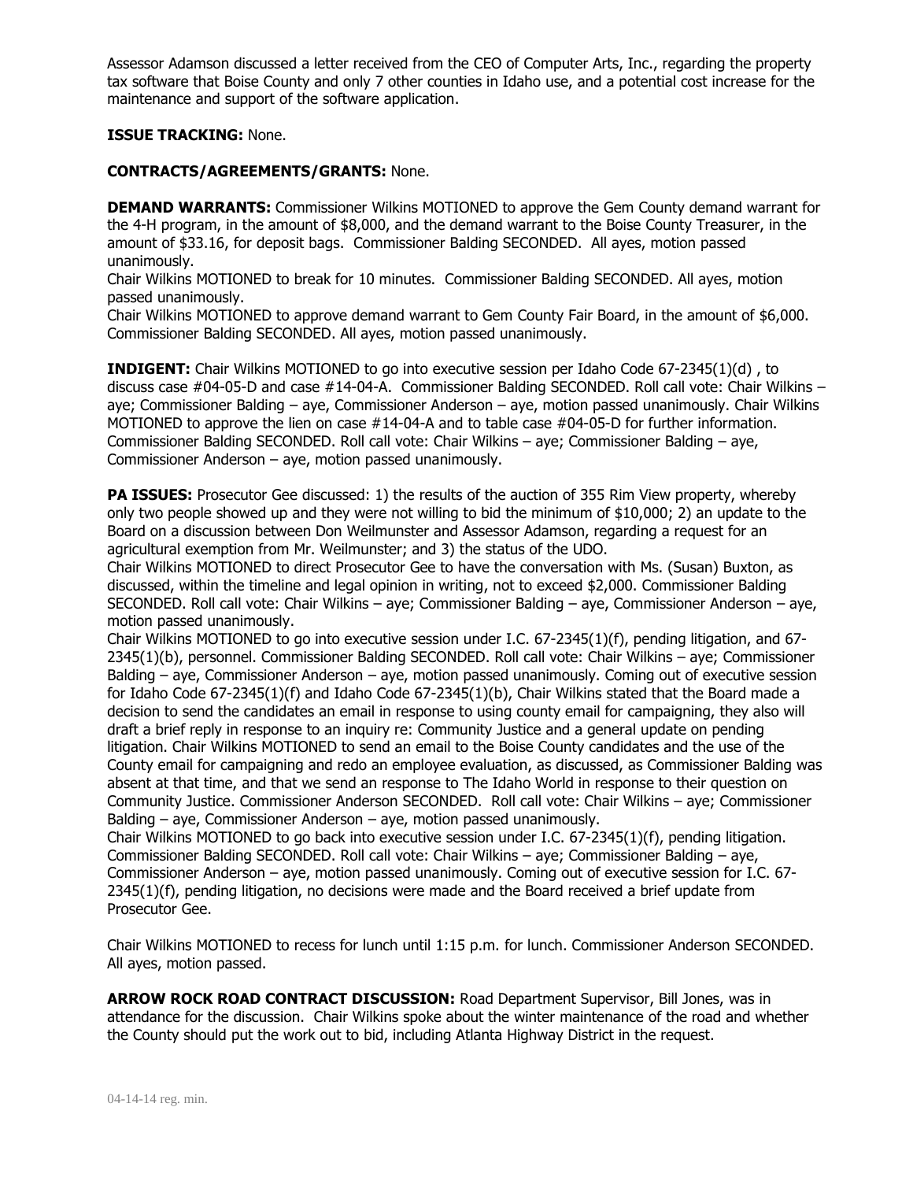Assessor Adamson discussed a letter received from the CEO of Computer Arts, Inc., regarding the property tax software that Boise County and only 7 other counties in Idaho use, and a potential cost increase for the maintenance and support of the software application.

**ISSUE TRACKING:** None.

**CONTRACTS/AGREEMENTS/GRANTS:** None.

**DEMAND WARRANTS:** Commissioner Wilkins MOTIONED to approve the Gem County demand warrant for the 4-H program, in the amount of $8,000, and the demand warrant to the Boise County Treasurer, in the amount of $33.16, for deposit bags. Commissioner Balding SECONDED. All ayes, motion passed unanimously.
Chair Wilkins MOTIONED to break for 10 minutes. Commissioner Balding SECONDED. All ayes, motion passed unanimously.
Chair Wilkins MOTIONED to approve demand warrant to Gem County Fair Board, in the amount of $6,000. Commissioner Balding SECONDED. All ayes, motion passed unanimously.

**INDIGENT:** Chair Wilkins MOTIONED to go into executive session per Idaho Code 67-2345(1)(d) , to discuss case #04-05-D and case #14-04-A. Commissioner Balding SECONDED. Roll call vote: Chair Wilkins – aye; Commissioner Balding – aye, Commissioner Anderson – aye, motion passed unanimously. Chair Wilkins MOTIONED to approve the lien on case #14-04-A and to table case #04-05-D for further information. Commissioner Balding SECONDED. Roll call vote: Chair Wilkins – aye; Commissioner Balding – aye, Commissioner Anderson – aye, motion passed unanimously.

**PA ISSUES:** Prosecutor Gee discussed: 1) the results of the auction of 355 Rim View property, whereby only two people showed up and they were not willing to bid the minimum of $10,000; 2) an update to the Board on a discussion between Don Weilmunster and Assessor Adamson, regarding a request for an agricultural exemption from Mr. Weilmunster; and 3) the status of the UDO.
Chair Wilkins MOTIONED to direct Prosecutor Gee to have the conversation with Ms. (Susan) Buxton, as discussed, within the timeline and legal opinion in writing, not to exceed $2,000. Commissioner Balding SECONDED. Roll call vote: Chair Wilkins – aye; Commissioner Balding – aye, Commissioner Anderson – aye, motion passed unanimously.
Chair Wilkins MOTIONED to go into executive session under I.C. 67-2345(1)(f), pending litigation, and 67-2345(1)(b), personnel. Commissioner Balding SECONDED. Roll call vote: Chair Wilkins – aye; Commissioner Balding – aye, Commissioner Anderson – aye, motion passed unanimously. Coming out of executive session for Idaho Code 67-2345(1)(f) and Idaho Code 67-2345(1)(b), Chair Wilkins stated that the Board made a decision to send the candidates an email in response to using county email for campaigning, they also will draft a brief reply in response to an inquiry re: Community Justice and a general update on pending litigation. Chair Wilkins MOTIONED to send an email to the Boise County candidates and the use of the County email for campaigning and redo an employee evaluation, as discussed, as Commissioner Balding was absent at that time, and that we send an response to The Idaho World in response to their question on Community Justice. Commissioner Anderson SECONDED. Roll call vote: Chair Wilkins – aye; Commissioner Balding – aye, Commissioner Anderson – aye, motion passed unanimously.
Chair Wilkins MOTIONED to go back into executive session under I.C. 67-2345(1)(f), pending litigation. Commissioner Balding SECONDED. Roll call vote: Chair Wilkins – aye; Commissioner Balding – aye, Commissioner Anderson – aye, motion passed unanimously. Coming out of executive session for I.C. 67-2345(1)(f), pending litigation, no decisions were made and the Board received a brief update from Prosecutor Gee.

Chair Wilkins MOTIONED to recess for lunch until 1:15 p.m. for lunch. Commissioner Anderson SECONDED. All ayes, motion passed.

**ARROW ROCK ROAD CONTRACT DISCUSSION:** Road Department Supervisor, Bill Jones, was in attendance for the discussion. Chair Wilkins spoke about the winter maintenance of the road and whether the County should put the work out to bid, including Atlanta Highway District in the request.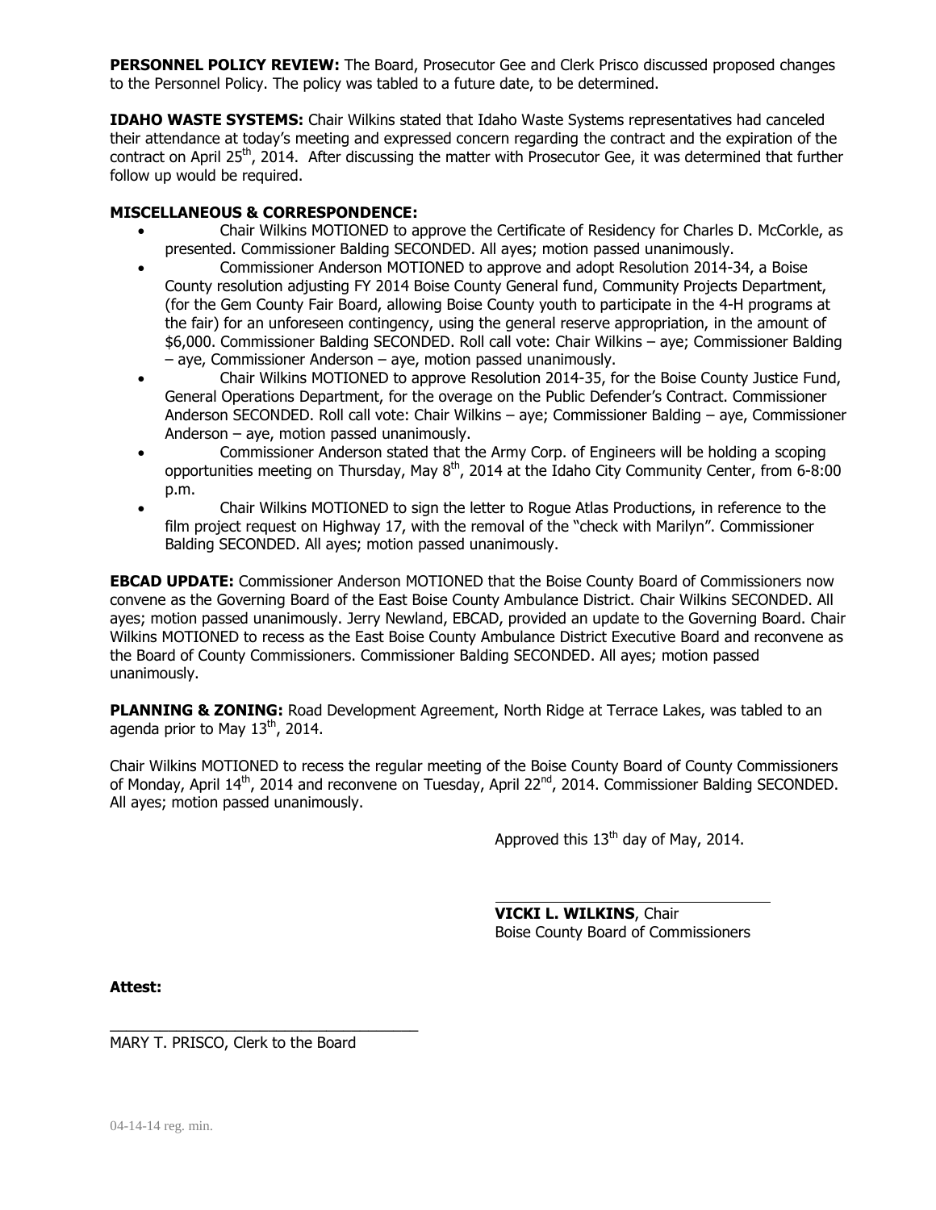**PERSONNEL POLICY REVIEW:** The Board, Prosecutor Gee and Clerk Prisco discussed proposed changes to the Personnel Policy. The policy was tabled to a future date, to be determined.

**IDAHO WASTE SYSTEMS:** Chair Wilkins stated that Idaho Waste Systems representatives had canceled their attendance at today's meeting and expressed concern regarding the contract and the expiration of the contract on April 25th, 2014. After discussing the matter with Prosecutor Gee, it was determined that further follow up would be required.

**MISCELLANEOUS & CORRESPONDENCE:**

- Chair Wilkins MOTIONED to approve the Certificate of Residency for Charles D. McCorkle, as presented. Commissioner Balding SECONDED. All ayes; motion passed unanimously.
- Commissioner Anderson MOTIONED to approve and adopt Resolution 2014-34, a Boise County resolution adjusting FY 2014 Boise County General fund, Community Projects Department, (for the Gem County Fair Board, allowing Boise County youth to participate in the 4-H programs at the fair) for an unforeseen contingency, using the general reserve appropriation, in the amount of $6,000. Commissioner Balding SECONDED. Roll call vote: Chair Wilkins – aye; Commissioner Balding – aye, Commissioner Anderson – aye, motion passed unanimously.
- Chair Wilkins MOTIONED to approve Resolution 2014-35, for the Boise County Justice Fund, General Operations Department, for the overage on the Public Defender's Contract. Commissioner Anderson SECONDED. Roll call vote: Chair Wilkins – aye; Commissioner Balding – aye, Commissioner Anderson – aye, motion passed unanimously.
- Commissioner Anderson stated that the Army Corp. of Engineers will be holding a scoping opportunities meeting on Thursday, May 8th, 2014 at the Idaho City Community Center, from 6-8:00 p.m.
- Chair Wilkins MOTIONED to sign the letter to Rogue Atlas Productions, in reference to the film project request on Highway 17, with the removal of the "check with Marilyn". Commissioner Balding SECONDED. All ayes; motion passed unanimously.

**EBCAD UPDATE:** Commissioner Anderson MOTIONED that the Boise County Board of Commissioners now convene as the Governing Board of the East Boise County Ambulance District. Chair Wilkins SECONDED. All ayes; motion passed unanimously. Jerry Newland, EBCAD, provided an update to the Governing Board. Chair Wilkins MOTIONED to recess as the East Boise County Ambulance District Executive Board and reconvene as the Board of County Commissioners. Commissioner Balding SECONDED. All ayes; motion passed unanimously.

**PLANNING & ZONING:** Road Development Agreement, North Ridge at Terrace Lakes, was tabled to an agenda prior to May 13th, 2014.

Chair Wilkins MOTIONED to recess the regular meeting of the Boise County Board of County Commissioners of Monday, April 14th, 2014 and reconvene on Tuesday, April 22nd, 2014. Commissioner Balding SECONDED. All ayes; motion passed unanimously.

Approved this 13th day of May, 2014.

**VICKI L. WILKINS**, Chair
Boise County Board of Commissioners

**Attest:**

MARY T. PRISCO, Clerk to the Board